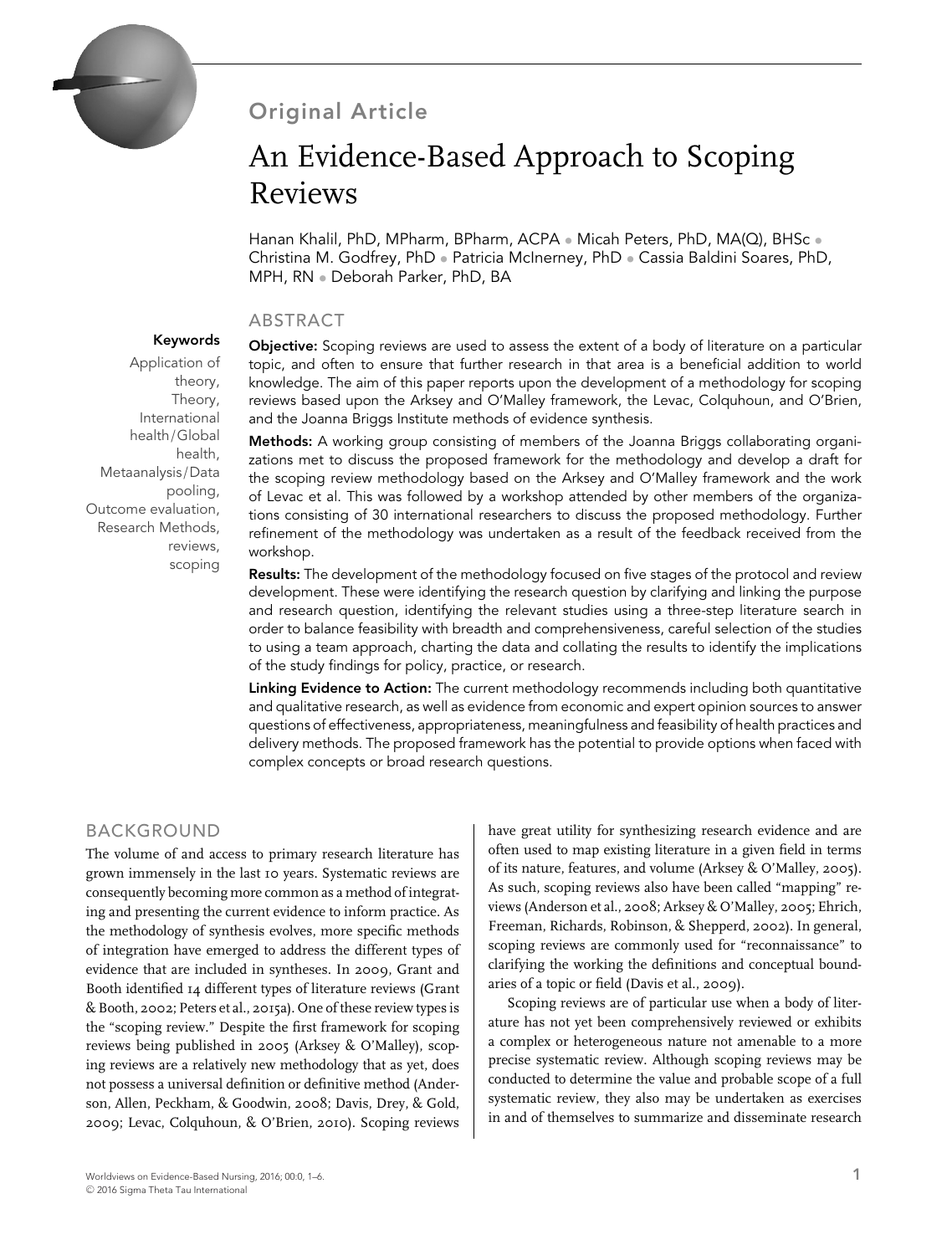Original Article

# An Evidence-Based Approach to Scoping Reviews

Hanan Khalil, PhD, MPharm, BPharm, ACPA • Micah Peters, PhD, MA(Q), BHSc • Christina M. Godfrey, PhD • Patricia McInerney, PhD • Cassia Baldini Soares, PhD, MPH, RN • Deborah Parker, PhD, BA

**Keywords**

Application of theory, Theory, International health/Global health, Metaanalysis/Data pooling, Outcome evaluation, Research Methods, reviews, scoping

## ABSTRACT

**Objective:** Scoping reviews are used to assess the extent of a body of literature on a particular topic, and often to ensure that further research in that area is a beneficial addition to world knowledge. The aim of this paper reports upon the development of a methodology for scoping reviews based upon the Arksey and O'Malley framework, the Levac, Colquhoun, and O'Brien, and the Joanna Briggs Institute methods of evidence synthesis.

**Methods:** A working group consisting of members of the Joanna Briggs collaborating organizations met to discuss the proposed framework for the methodology and develop a draft for the scoping review methodology based on the Arksey and O'Malley framework and the work of Levac et al. This was followed by a workshop attended by other members of the organizations consisting of 30 international researchers to discuss the proposed methodology. Further refinement of the methodology was undertaken as a result of the feedback received from the workshop.

**Results:** The development of the methodology focused on five stages of the protocol and review development. These were identifying the research question by clarifying and linking the purpose and research question, identifying the relevant studies using a three-step literature search in order to balance feasibility with breadth and comprehensiveness, careful selection of the studies to using a team approach, charting the data and collating the results to identify the implications of the study findings for policy, practice, or research.

**Linking Evidence to Action:** The current methodology recommends including both quantitative and qualitative research, as well as evidence from economic and expert opinion sources to answer questions of effectiveness, appropriateness, meaningfulness and feasibility of health practices and delivery methods. The proposed framework has the potential to provide options when faced with complex concepts or broad research questions.

## BACKGROUND

The volume of and access to primary research literature has grown immensely in the last 10 years. Systematic reviews are consequently becoming more common as a method of integrating and presenting the current evidence to inform practice. As the methodology of synthesis evolves, more specific methods of integration have emerged to address the different types of evidence that are included in syntheses. In 2009, Grant and Booth identified 14 different types of literature reviews (Grant & Booth, 2002; Peters et al., 2015a). One of these review types is the "scoping review." Despite the first framework for scoping reviews being published in 2005 (Arksey & O'Malley), scoping reviews are a relatively new methodology that as yet, does not possess a universal definition or definitive method (Anderson, Allen, Peckham, & Goodwin, 2008; Davis, Drey, & Gold, 2009; Levac, Colquhoun, & O'Brien, 2010). Scoping reviews have great utility for synthesizing research evidence and are often used to map existing literature in a given field in terms of its nature, features, and volume (Arksey & O'Malley, 2005). As such, scoping reviews also have been called "mapping" reviews (Anderson et al., 2008; Arksey & O'Malley, 2005; Ehrich, Freeman, Richards, Robinson, & Shepperd, 2002). In general, scoping reviews are commonly used for "reconnaissance" to clarifying the working the definitions and conceptual boundaries of a topic or field (Davis et al., 2009).

Scoping reviews are of particular use when a body of literature has not yet been comprehensively reviewed or exhibits a complex or heterogeneous nature not amenable to a more precise systematic review. Although scoping reviews may be conducted to determine the value and probable scope of a full systematic review, they also may be undertaken as exercises in and of themselves to summarize and disseminate research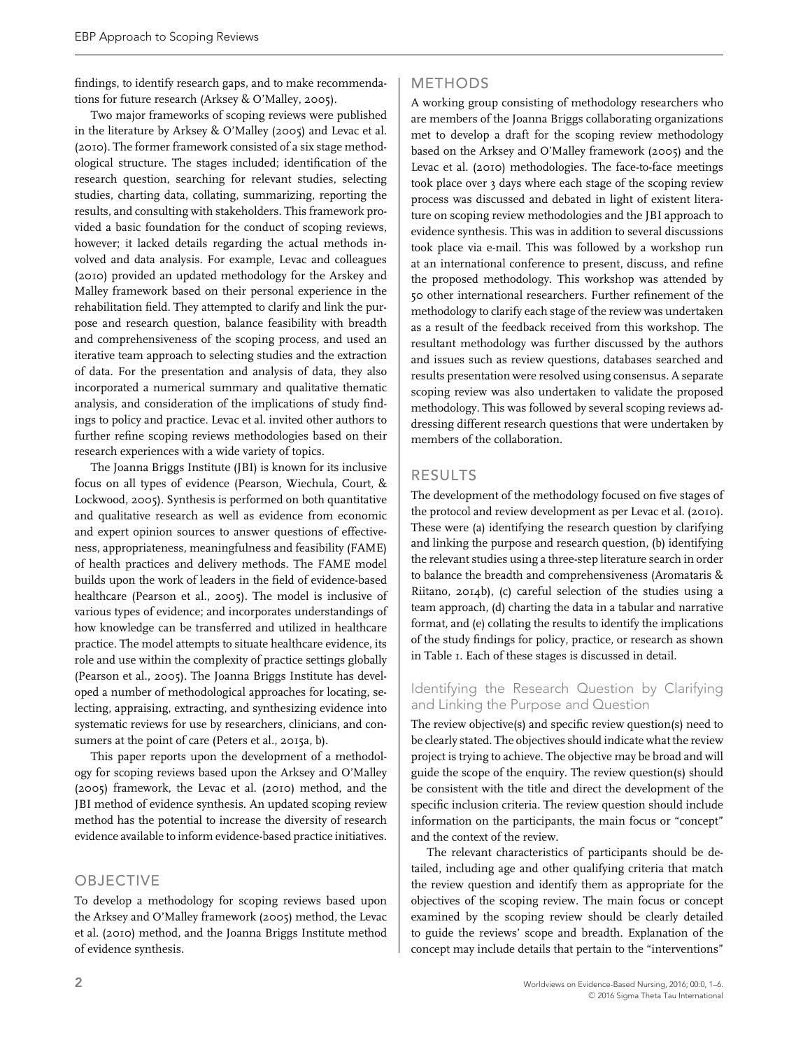findings, to identify research gaps, and to make recommendations for future research (Arksey & O'Malley, 2005).

Two major frameworks of scoping reviews were published in the literature by Arksey & O'Malley (2005) and Levac et al. (2010). The former framework consisted of a six stage methodological structure. The stages included; identification of the research question, searching for relevant studies, selecting studies, charting data, collating, summarizing, reporting the results, and consulting with stakeholders. This framework provided a basic foundation for the conduct of scoping reviews, however; it lacked details regarding the actual methods involved and data analysis. For example, Levac and colleagues (2010) provided an updated methodology for the Arskey and Malley framework based on their personal experience in the rehabilitation field. They attempted to clarify and link the purpose and research question, balance feasibility with breadth and comprehensiveness of the scoping process, and used an iterative team approach to selecting studies and the extraction of data. For the presentation and analysis of data, they also incorporated a numerical summary and qualitative thematic analysis, and consideration of the implications of study findings to policy and practice. Levac et al. invited other authors to further refine scoping reviews methodologies based on their research experiences with a wide variety of topics.

The Joanna Briggs Institute (JBI) is known for its inclusive focus on all types of evidence (Pearson, Wiechula, Court, & Lockwood, 2005). Synthesis is performed on both quantitative and qualitative research as well as evidence from economic and expert opinion sources to answer questions of effectiveness, appropriateness, meaningfulness and feasibility (FAME) of health practices and delivery methods. The FAME model builds upon the work of leaders in the field of evidence-based healthcare (Pearson et al., 2005). The model is inclusive of various types of evidence; and incorporates understandings of how knowledge can be transferred and utilized in healthcare practice. The model attempts to situate healthcare evidence, its role and use within the complexity of practice settings globally (Pearson et al., 2005). The Joanna Briggs Institute has developed a number of methodological approaches for locating, selecting, appraising, extracting, and synthesizing evidence into systematic reviews for use by researchers, clinicians, and consumers at the point of care (Peters et al., 2015a, b).

This paper reports upon the development of a methodology for scoping reviews based upon the Arksey and O'Malley (2005) framework, the Levac et al. (2010) method, and the JBI method of evidence synthesis. An updated scoping review method has the potential to increase the diversity of research evidence available to inform evidence-based practice initiatives.

## OBJECTIVE

To develop a methodology for scoping reviews based upon the Arksey and O'Malley framework (2005) method, the Levac et al. (2010) method, and the Joanna Briggs Institute method of evidence synthesis.

## METHODS

A working group consisting of methodology researchers who are members of the Joanna Briggs collaborating organizations met to develop a draft for the scoping review methodology based on the Arksey and O'Malley framework (2005) and the Levac et al. (2010) methodologies. The face-to-face meetings took place over 3 days where each stage of the scoping review process was discussed and debated in light of existent literature on scoping review methodologies and the JBI approach to evidence synthesis. This was in addition to several discussions took place via e-mail. This was followed by a workshop run at an international conference to present, discuss, and refine the proposed methodology. This workshop was attended by 50 other international researchers. Further refinement of the methodology to clarify each stage of the review was undertaken as a result of the feedback received from this workshop. The resultant methodology was further discussed by the authors and issues such as review questions, databases searched and results presentation were resolved using consensus. A separate scoping review was also undertaken to validate the proposed methodology. This was followed by several scoping reviews addressing different research questions that were undertaken by members of the collaboration.

## RESULTS

The development of the methodology focused on five stages of the protocol and review development as per Levac et al. (2010). These were (a) identifying the research question by clarifying and linking the purpose and research question, (b) identifying the relevant studies using a three-step literature search in order to balance the breadth and comprehensiveness (Aromataris & Riitano, 2014b), (c) careful selection of the studies using a team approach, (d) charting the data in a tabular and narrative format, and (e) collating the results to identify the implications of the study findings for policy, practice, or research as shown in Table 1. Each of these stages is discussed in detail.

### Identifying the Research Question by Clarifying and Linking the Purpose and Question

The review objective(s) and specific review question(s) need to be clearly stated. The objectives should indicate what the review project is trying to achieve. The objective may be broad and will guide the scope of the enquiry. The review question(s) should be consistent with the title and direct the development of the specific inclusion criteria. The review question should include information on the participants, the main focus or "concept" and the context of the review.

The relevant characteristics of participants should be detailed, including age and other qualifying criteria that match the review question and identify them as appropriate for the objectives of the scoping review. The main focus or concept examined by the scoping review should be clearly detailed to guide the reviews' scope and breadth. Explanation of the concept may include details that pertain to the "interventions"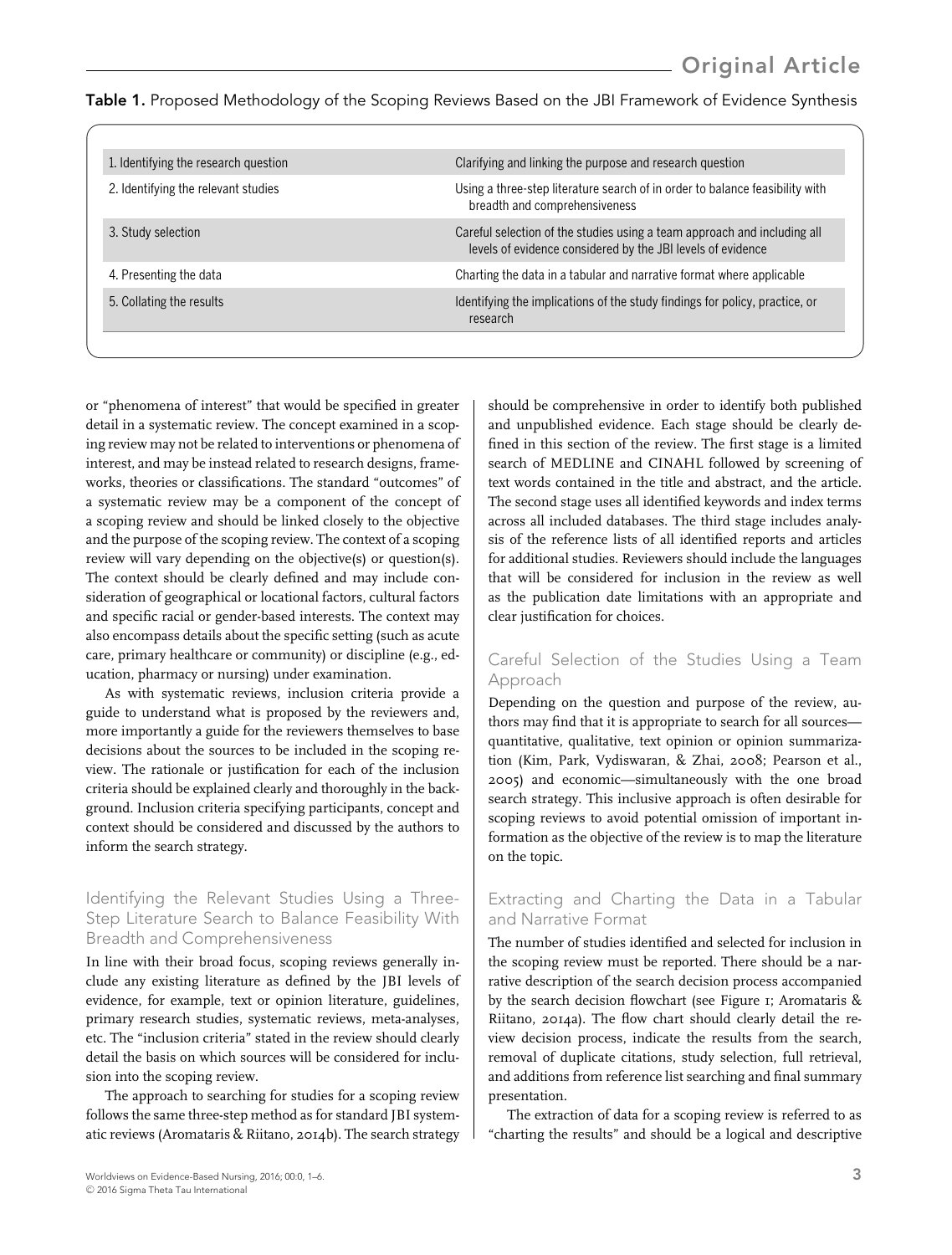**Table 1.** Proposed Methodology of the Scoping Reviews Based on the JBI Framework of Evidence Synthesis

| | |
|---|---|
| 1. Identifying the research question | Clarifying and linking the purpose and research question |
| 2. Identifying the relevant studies | Using a three-step literature search of in order to balance feasibility with breadth and comprehensiveness |
| 3. Study selection | Careful selection of the studies using a team approach and including all levels of evidence considered by the JBI levels of evidence |
| 4. Presenting the data | Charting the data in a tabular and narrative format where applicable |
| 5. Collating the results | Identifying the implications of the study findings for policy, practice, or research |

or "phenomena of interest" that would be specified in greater detail in a systematic review. The concept examined in a scoping review may not be related to interventions or phenomena of interest, and may be instead related to research designs, frameworks, theories or classifications. The standard "outcomes" of a systematic review may be a component of the concept of a scoping review and should be linked closely to the objective and the purpose of the scoping review. The context of a scoping review will vary depending on the objective(s) or question(s). The context should be clearly defined and may include consideration of geographical or locational factors, cultural factors and specific racial or gender-based interests. The context may also encompass details about the specific setting (such as acute care, primary healthcare or community) or discipline (e.g., education, pharmacy or nursing) under examination.

As with systematic reviews, inclusion criteria provide a guide to understand what is proposed by the reviewers and, more importantly a guide for the reviewers themselves to base decisions about the sources to be included in the scoping review. The rationale or justification for each of the inclusion criteria should be explained clearly and thoroughly in the background. Inclusion criteria specifying participants, concept and context should be considered and discussed by the authors to inform the search strategy.

## Identifying the Relevant Studies Using a Three-Step Literature Search to Balance Feasibility With Breadth and Comprehensiveness

In line with their broad focus, scoping reviews generally include any existing literature as defined by the JBI levels of evidence, for example, text or opinion literature, guidelines, primary research studies, systematic reviews, meta-analyses, etc. The "inclusion criteria" stated in the review should clearly detail the basis on which sources will be considered for inclusion into the scoping review.

The approach to searching for studies for a scoping review follows the same three-step method as for standard JBI systematic reviews (Aromataris & Riitano, 2014b). The search strategy should be comprehensive in order to identify both published and unpublished evidence. Each stage should be clearly defined in this section of the review. The first stage is a limited search of MEDLINE and CINAHL followed by screening of text words contained in the title and abstract, and the article. The second stage uses all identified keywords and index terms across all included databases. The third stage includes analysis of the reference lists of all identified reports and articles for additional studies. Reviewers should include the languages that will be considered for inclusion in the review as well as the publication date limitations with an appropriate and clear justification for choices.

## Careful Selection of the Studies Using a Team Approach

Depending on the question and purpose of the review, authors may find that it is appropriate to search for all sources—quantitative, qualitative, text opinion or opinion summarization (Kim, Park, Vydiswaran, & Zhai, 2008; Pearson et al., 2005) and economic—simultaneously with the one broad search strategy. This inclusive approach is often desirable for scoping reviews to avoid potential omission of important information as the objective of the review is to map the literature on the topic.

## Extracting and Charting the Data in a Tabular and Narrative Format

The number of studies identified and selected for inclusion in the scoping review must be reported. There should be a narrative description of the search decision process accompanied by the search decision flowchart (see Figure 1; Aromataris & Riitano, 2014a). The flow chart should clearly detail the review decision process, indicate the results from the search, removal of duplicate citations, study selection, full retrieval, and additions from reference list searching and final summary presentation.

The extraction of data for a scoping review is referred to as "charting the results" and should be a logical and descriptive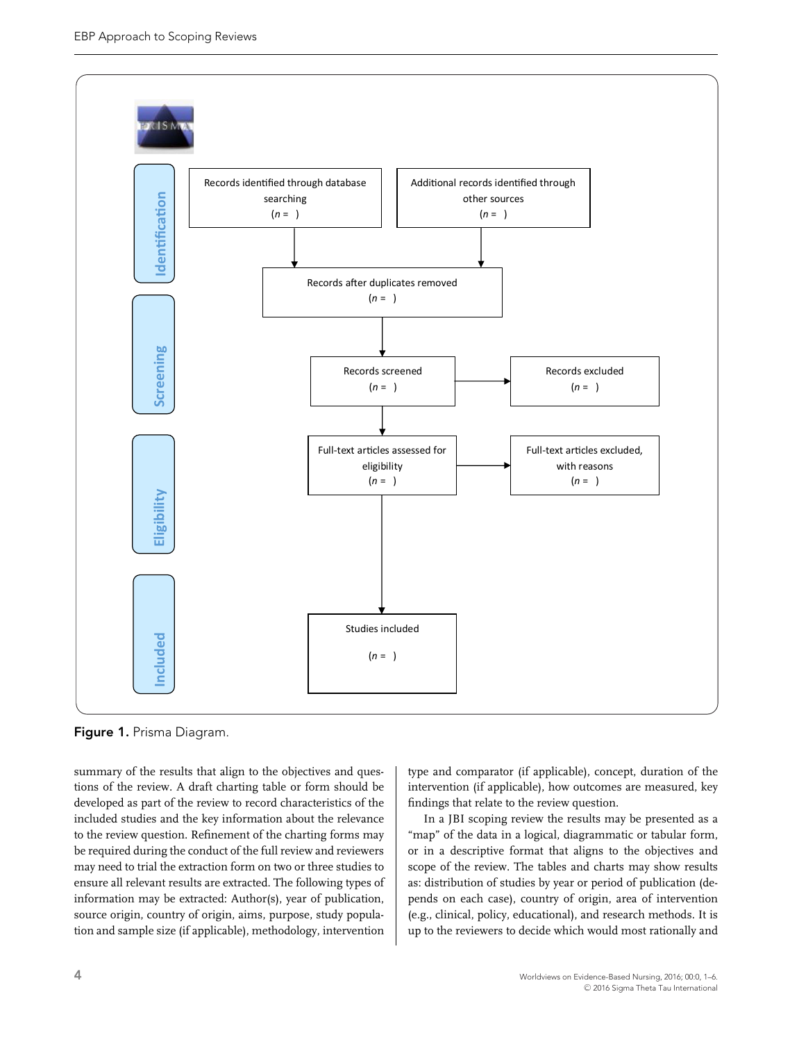Identification

Records identified through database searching
($n$ = )

Additional records identified through other sources
($n$ = )

Records after duplicates removed
($n$ = )

Screening

Records screened
($n$ = )

Records excluded
($n$ = )

Eligibility

Full-text articles assessed for eligibility
($n$ = )

Full-text articles excluded, with reasons
($n$ = )

Included

Studies included
($n$ = )

**Figure 1.** Prisma Diagram.

summary of the results that align to the objectives and questions of the review. A draft charting table or form should be developed as part of the review to record characteristics of the included studies and the key information about the relevance to the review question. Refinement of the charting forms may be required during the conduct of the full review and reviewers may need to trial the extraction form on two or three studies to ensure all relevant results are extracted. The following types of information may be extracted: Author(s), year of publication, source origin, country of origin, aims, purpose, study population and sample size (if applicable), methodology, intervention type and comparator (if applicable), concept, duration of the intervention (if applicable), how outcomes are measured, key findings that relate to the review question.

In a JBI scoping review the results may be presented as a "map" of the data in a logical, diagrammatic or tabular form, or in a descriptive format that aligns to the objectives and scope of the review. The tables and charts may show results as: distribution of studies by year or period of publication (depends on each case), country of origin, area of intervention (e.g., clinical, policy, educational), and research methods. It is up to the reviewers to decide which would most rationally and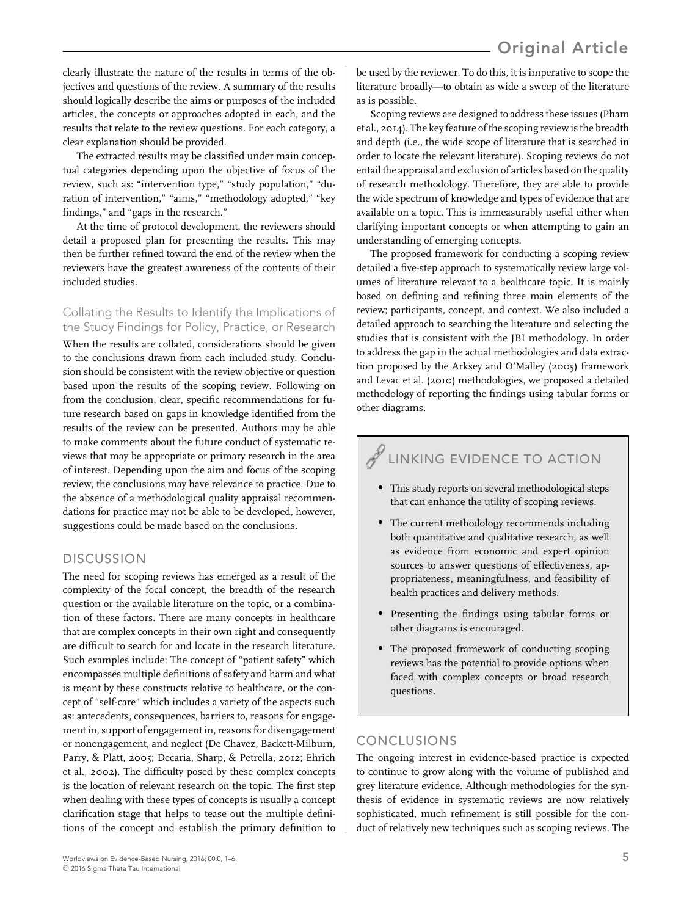clearly illustrate the nature of the results in terms of the objectives and questions of the review. A summary of the results should logically describe the aims or purposes of the included articles, the concepts or approaches adopted in each, and the results that relate to the review questions. For each category, a clear explanation should be provided.

The extracted results may be classified under main conceptual categories depending upon the objective of focus of the review, such as: "intervention type," "study population," "duration of intervention," "aims," "methodology adopted," "key findings," and "gaps in the research."

At the time of protocol development, the reviewers should detail a proposed plan for presenting the results. This may then be further refined toward the end of the review when the reviewers have the greatest awareness of the contents of their included studies.

### Collating the Results to Identify the Implications of the Study Findings for Policy, Practice, or Research

When the results are collated, considerations should be given to the conclusions drawn from each included study. Conclusion should be consistent with the review objective or question based upon the results of the scoping review. Following on from the conclusion, clear, specific recommendations for future research based on gaps in knowledge identified from the results of the review can be presented. Authors may be able to make comments about the future conduct of systematic reviews that may be appropriate or primary research in the area of interest. Depending upon the aim and focus of the scoping review, the conclusions may have relevance to practice. Due to the absence of a methodological quality appraisal recommendations for practice may not be able to be developed, however, suggestions could be made based on the conclusions.

## DISCUSSION

The need for scoping reviews has emerged as a result of the complexity of the focal concept, the breadth of the research question or the available literature on the topic, or a combination of these factors. There are many concepts in healthcare that are complex concepts in their own right and consequently are difficult to search for and locate in the research literature. Such examples include: The concept of "patient safety" which encompasses multiple definitions of safety and harm and what is meant by these constructs relative to healthcare, or the concept of "self-care" which includes a variety of the aspects such as: antecedents, consequences, barriers to, reasons for engagement in, support of engagement in, reasons for disengagement or nonengagement, and neglect (De Chavez, Backett-Milburn, Parry, & Platt, 2005; Decaria, Sharp, & Petrella, 2012; Ehrich et al., 2002). The difficulty posed by these complex concepts is the location of relevant research on the topic. The first step when dealing with these types of concepts is usually a concept clarification stage that helps to tease out the multiple definitions of the concept and establish the primary definition to be used by the reviewer. To do this, it is imperative to scope the literature broadly—to obtain as wide a sweep of the literature as is possible.

Scoping reviews are designed to address these issues (Pham et al., 2014). The key feature of the scoping review is the breadth and depth (i.e., the wide scope of literature that is searched in order to locate the relevant literature). Scoping reviews do not entail the appraisal and exclusion of articles based on the quality of research methodology. Therefore, they are able to provide the wide spectrum of knowledge and types of evidence that are available on a topic. This is immeasurably useful either when clarifying important concepts or when attempting to gain an understanding of emerging concepts.

The proposed framework for conducting a scoping review detailed a five-step approach to systematically review large volumes of literature relevant to a healthcare topic. It is mainly based on defining and refining three main elements of the review; participants, concept, and context. We also included a detailed approach to searching the literature and selecting the studies that is consistent with the JBI methodology. In order to address the gap in the actual methodologies and data extraction proposed by the Arksey and O'Malley (2005) framework and Levac et al. (2010) methodologies, we proposed a detailed methodology of reporting the findings using tabular forms or other diagrams.

### LINKING EVIDENCE TO ACTION

- This study reports on several methodological steps that can enhance the utility of scoping reviews.
- The current methodology recommends including both quantitative and qualitative research, as well as evidence from economic and expert opinion sources to answer questions of effectiveness, appropriateness, meaningfulness, and feasibility of health practices and delivery methods.
- Presenting the findings using tabular forms or other diagrams is encouraged.
- The proposed framework of conducting scoping reviews has the potential to provide options when faced with complex concepts or broad research questions.

## CONCLUSIONS

The ongoing interest in evidence-based practice is expected to continue to grow along with the volume of published and grey literature evidence. Although methodologies for the synthesis of evidence in systematic reviews are now relatively sophisticated, much refinement is still possible for the conduct of relatively new techniques such as scoping reviews. The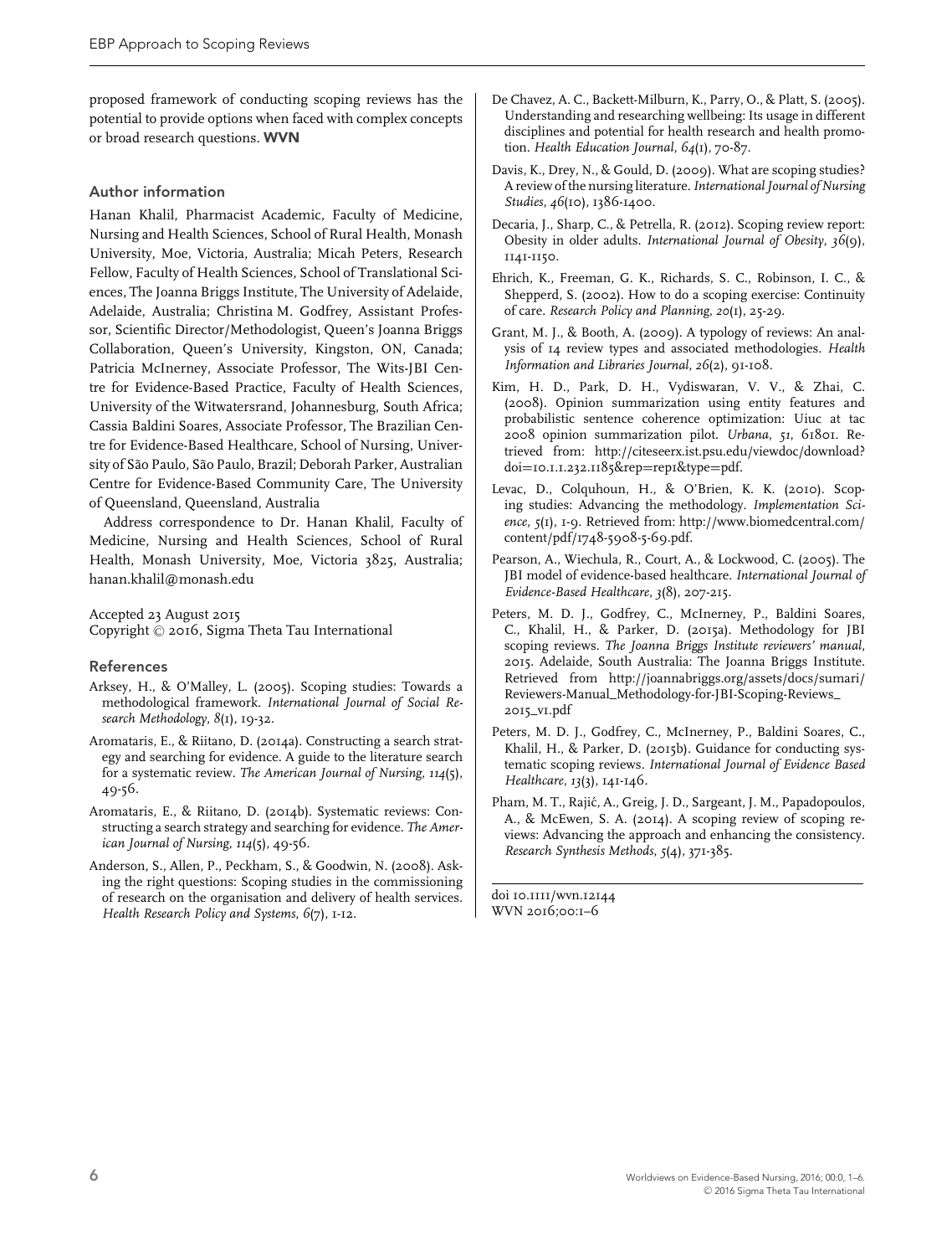proposed framework of conducting scoping reviews has the potential to provide options when faced with complex concepts or broad research questions. **WVN**

## Author information

Hanan Khalil, Pharmacist Academic, Faculty of Medicine, Nursing and Health Sciences, School of Rural Health, Monash University, Moe, Victoria, Australia; Micah Peters, Research Fellow, Faculty of Health Sciences, School of Translational Sciences, The Joanna Briggs Institute, The University of Adelaide, Adelaide, Australia; Christina M. Godfrey, Assistant Professor, Scientific Director/Methodologist, Queen's Joanna Briggs Collaboration, Queen's University, Kingston, ON, Canada; Patricia McInerney, Associate Professor, The Wits-JBI Centre for Evidence-Based Practice, Faculty of Health Sciences, University of the Witwatersrand, Johannesburg, South Africa; Cassia Baldini Soares, Associate Professor, The Brazilian Centre for Evidence-Based Healthcare, School of Nursing, University of São Paulo, São Paulo, Brazil; Deborah Parker, Australian Centre for Evidence-Based Community Care, The University of Queensland, Queensland, Australia

Address correspondence to Dr. Hanan Khalil, Faculty of Medicine, Nursing and Health Sciences, School of Rural Health, Monash University, Moe, Victoria 3825, Australia; hanan.khalil@monash.edu

Accepted 23 August 2015
Copyright © 2016, Sigma Theta Tau International

## References

Arksey, H., & O'Malley, L. (2005). Scoping studies: Towards a methodological framework. *International Journal of Social Research Methodology*, *8*(1), 19-32.

Aromataris, E., & Riitano, D. (2014a). Constructing a search strategy and searching for evidence. A guide to the literature search for a systematic review. *The American Journal of Nursing*, *114*(5), 49-56.

Aromataris, E., & Riitano, D. (2014b). Systematic reviews: Constructing a search strategy and searching for evidence. *The American Journal of Nursing*, *114*(5), 49-56.

Anderson, S., Allen, P., Peckham, S., & Goodwin, N. (2008). Asking the right questions: Scoping studies in the commissioning of research on the organisation and delivery of health services. *Health Research Policy and Systems*, *6*(7), 1-12.

De Chavez, A. C., Backett-Milburn, K., Parry, O., & Platt, S. (2005). Understanding and researching wellbeing: Its usage in different disciplines and potential for health research and health promotion. *Health Education Journal*, *64*(1), 70-87.

Davis, K., Drey, N., & Gould, D. (2009). What are scoping studies? A review of the nursing literature. *International Journal of Nursing Studies*, *46*(10), 1386-1400.

Decaria, J., Sharp, C., & Petrella, R. (2012). Scoping review report: Obesity in older adults. *International Journal of Obesity*, *36*(9), 1141-1150.

Ehrich, K., Freeman, G. K., Richards, S. C., Robinson, I. C., & Shepperd, S. (2002). How to do a scoping exercise: Continuity of care. *Research Policy and Planning*, *20*(1), 25-29.

Grant, M. J., & Booth, A. (2009). A typology of reviews: An analysis of 14 review types and associated methodologies. *Health Information and Libraries Journal*, *26*(2), 91-108.

Kim, H. D., Park, D. H., Vydiswaran, V. V., & Zhai, C. (2008). Opinion summarization using entity features and probabilistic sentence coherence optimization: Uiuc at tac 2008 opinion summarization pilot. *Urbana*, *51*, 61801. Retrieved from: http://citeseerx.ist.psu.edu/viewdoc/download?doi=10.1.1.232.1185&rep=rep1&type=pdf.

Levac, D., Colquhoun, H., & O'Brien, K. K. (2010). Scoping studies: Advancing the methodology. *Implementation Science*, *5*(1), 1-9. Retrieved from: http://www.biomedcentral.com/content/pdf/1748-5908-5-69.pdf.

Pearson, A., Wiechula, R., Court, A., & Lockwood, C. (2005). The JBI model of evidence-based healthcare. *International Journal of Evidence-Based Healthcare*, *3*(8), 207-215.

Peters, M. D. J., Godfrey, C., McInerney, P., Baldini Soares, C., Khalil, H., & Parker, D. (2015a). Methodology for JBI scoping reviews. *The Joanna Briggs Institute reviewers' manual*, 2015. Adelaide, South Australia: The Joanna Briggs Institute. Retrieved from http://joannabriggs.org/assets/docs/sumari/Reviewers-Manual_Methodology-for-JBI-Scoping-Reviews_2015_v1.pdf

Peters, M. D. J., Godfrey, C., McInerney, P., Baldini Soares, C., Khalil, H., & Parker, D. (2015b). Guidance for conducting systematic scoping reviews. *International Journal of Evidence Based Healthcare*, *13*(3), 141-146.

Pham, M. T., Rajić, A., Greig, J. D., Sargeant, J. M., Papadopoulos, A., & McEwen, S. A. (2014). A scoping review of scoping reviews: Advancing the approach and enhancing the consistency. *Research Synthesis Methods*, *5*(4), 371-385.

doi 10.1111/wvn.12144